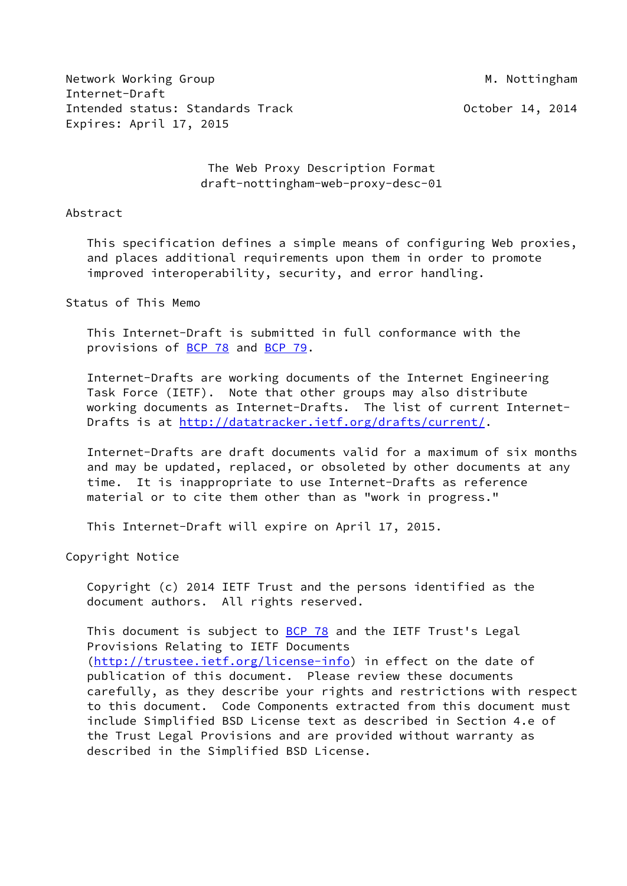Network Working Group M. Nottingham
Internet-Draft
Intended status: Standards Track October 14, 2014
Expires: April 17, 2015

# The Web Proxy Description Format
draft-nottingham-web-proxy-desc-01

## Abstract

This specification defines a simple means of configuring Web proxies, and places additional requirements upon them in order to promote improved interoperability, security, and error handling.

## Status of This Memo

This Internet-Draft is submitted in full conformance with the provisions of BCP 78 and BCP 79.

Internet-Drafts are working documents of the Internet Engineering Task Force (IETF). Note that other groups may also distribute working documents as Internet-Drafts. The list of current Internet-Drafts is at http://datatracker.ietf.org/drafts/current/.

Internet-Drafts are draft documents valid for a maximum of six months and may be updated, replaced, or obsoleted by other documents at any time. It is inappropriate to use Internet-Drafts as reference material or to cite them other than as "work in progress."

This Internet-Draft will expire on April 17, 2015.

## Copyright Notice

Copyright (c) 2014 IETF Trust and the persons identified as the document authors. All rights reserved.

This document is subject to BCP 78 and the IETF Trust's Legal Provisions Relating to IETF Documents (http://trustee.ietf.org/license-info) in effect on the date of publication of this document. Please review these documents carefully, as they describe your rights and restrictions with respect to this document. Code Components extracted from this document must include Simplified BSD License text as described in Section 4.e of the Trust Legal Provisions and are provided without warranty as described in the Simplified BSD License.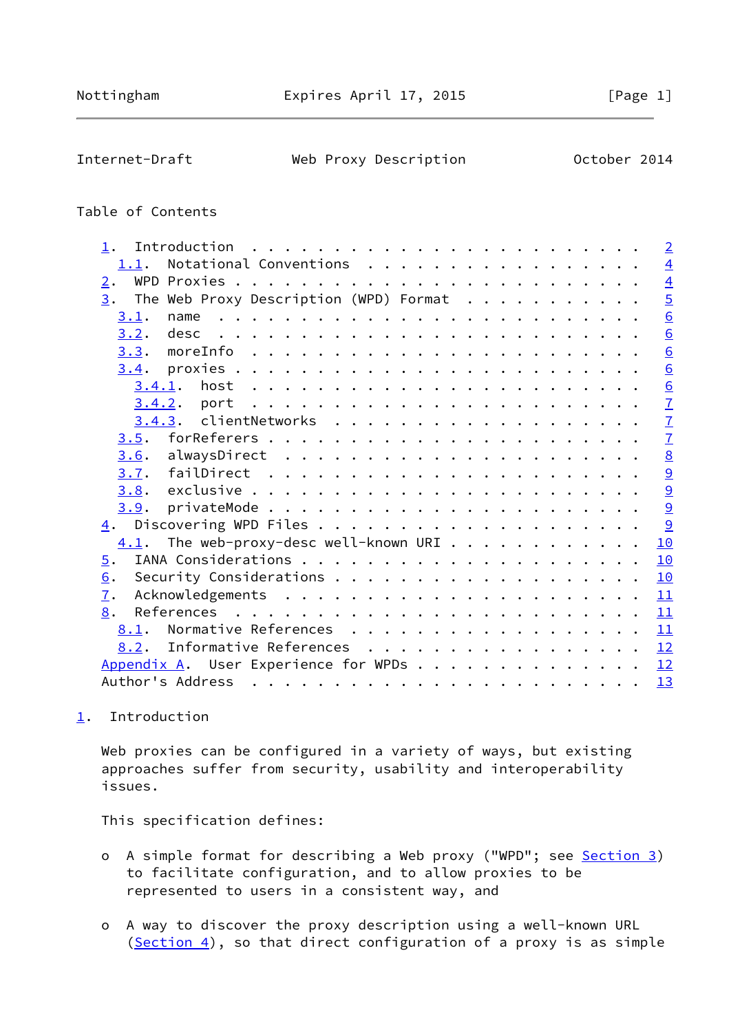## Table of Contents

- 1. Introduction . . . . . . . . . . . . . . . . . . . . . . . . . 2
  - 1.1. Notational Conventions . . . . . . . . . . . . . . . . . . 4
- 2. WPD Proxies . . . . . . . . . . . . . . . . . . . . . . . . . 4
- 3. The Web Proxy Description (WPD) Format . . . . . . . . . . . 5
  - 3.1. name . . . . . . . . . . . . . . . . . . . . . . . . . . 6
  - 3.2. desc . . . . . . . . . . . . . . . . . . . . . . . . . . 6
  - 3.3. moreInfo . . . . . . . . . . . . . . . . . . . . . . . . 6
  - 3.4. proxies . . . . . . . . . . . . . . . . . . . . . . . . . 6
    - 3.4.1. host . . . . . . . . . . . . . . . . . . . . . . . . 6
    - 3.4.2. port . . . . . . . . . . . . . . . . . . . . . . . . 7
    - 3.4.3. clientNetworks . . . . . . . . . . . . . . . . . . . 7
  - 3.5. forReferers . . . . . . . . . . . . . . . . . . . . . . . 7
  - 3.6. alwaysDirect . . . . . . . . . . . . . . . . . . . . . . 8
  - 3.7. failDirect . . . . . . . . . . . . . . . . . . . . . . . 9
  - 3.8. exclusive . . . . . . . . . . . . . . . . . . . . . . . . 9
  - 3.9. privateMode . . . . . . . . . . . . . . . . . . . . . . . 9
- 4. Discovering WPD Files . . . . . . . . . . . . . . . . . . . . 9
  - 4.1. The web-proxy-desc well-known URI . . . . . . . . . . . . 10
- 5. IANA Considerations . . . . . . . . . . . . . . . . . . . . . 10
- 6. Security Considerations . . . . . . . . . . . . . . . . . . . 10
- 7. Acknowledgements . . . . . . . . . . . . . . . . . . . . . . 11
- 8. References . . . . . . . . . . . . . . . . . . . . . . . . . 11
  - 8.1. Normative References . . . . . . . . . . . . . . . . . . 11
  - 8.2. Informative References . . . . . . . . . . . . . . . . . 12
- Appendix A. User Experience for WPDs . . . . . . . . . . . . . . 12
- Author's Address . . . . . . . . . . . . . . . . . . . . . . . . 13

## 1. Introduction

Web proxies can be configured in a variety of ways, but existing approaches suffer from security, usability and interoperability issues.

This specification defines:

- A simple format for describing a Web proxy ("WPD"; see Section 3) to facilitate configuration, and to allow proxies to be represented to users in a consistent way, and

- A way to discover the proxy description using a well-known URL (Section 4), so that direct configuration of a proxy is as simple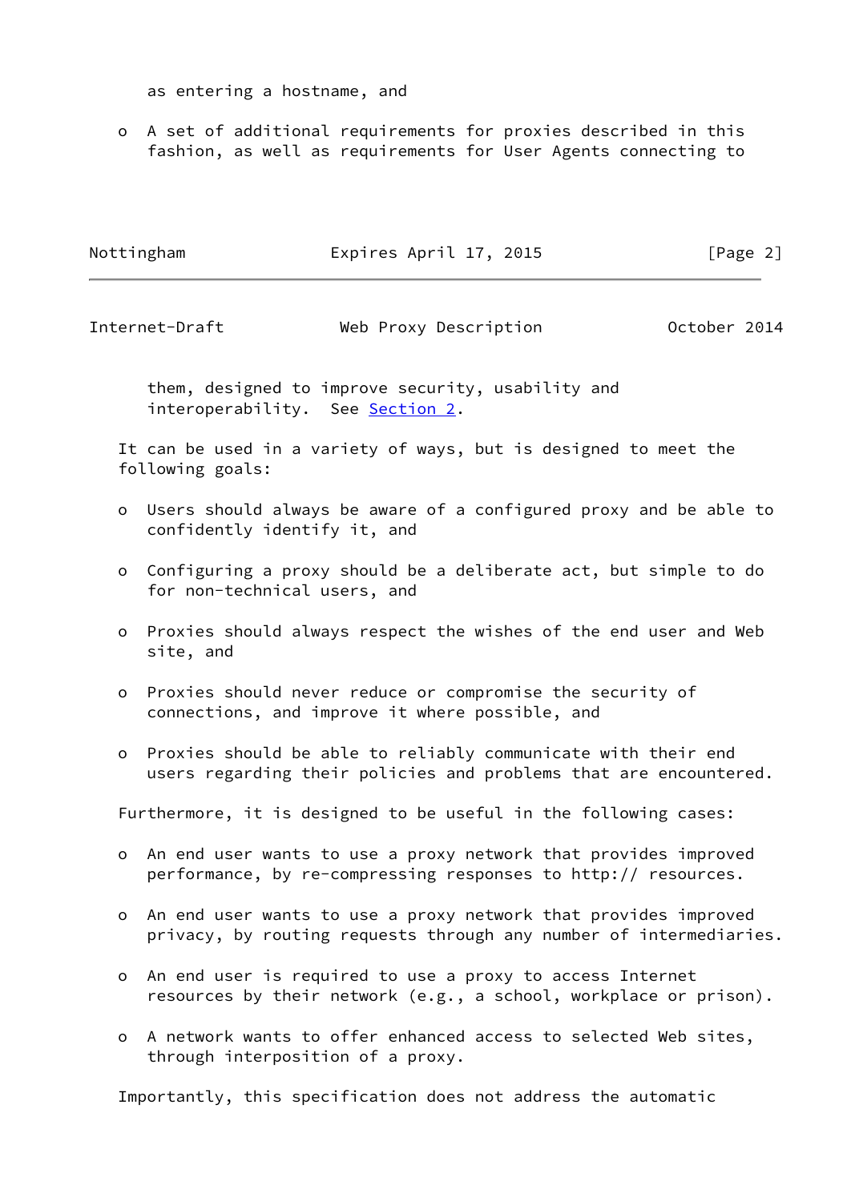as entering a hostname, and

- A set of additional requirements for proxies described in this fashion, as well as requirements for User Agents connecting to them, designed to improve security, usability and interoperability. See Section 2.

It can be used in a variety of ways, but is designed to meet the following goals:

- Users should always be aware of a configured proxy and be able to confidently identify it, and
- Configuring a proxy should be a deliberate act, but simple to do for non-technical users, and
- Proxies should always respect the wishes of the end user and Web site, and
- Proxies should never reduce or compromise the security of connections, and improve it where possible, and
- Proxies should be able to reliably communicate with their end users regarding their policies and problems that are encountered.

Furthermore, it is designed to be useful in the following cases:

- An end user wants to use a proxy network that provides improved performance, by re-compressing responses to http:// resources.
- An end user wants to use a proxy network that provides improved privacy, by routing requests through any number of intermediaries.
- An end user is required to use a proxy to access Internet resources by their network (e.g., a school, workplace or prison).
- A network wants to offer enhanced access to selected Web sites, through interposition of a proxy.

Importantly, this specification does not address the automatic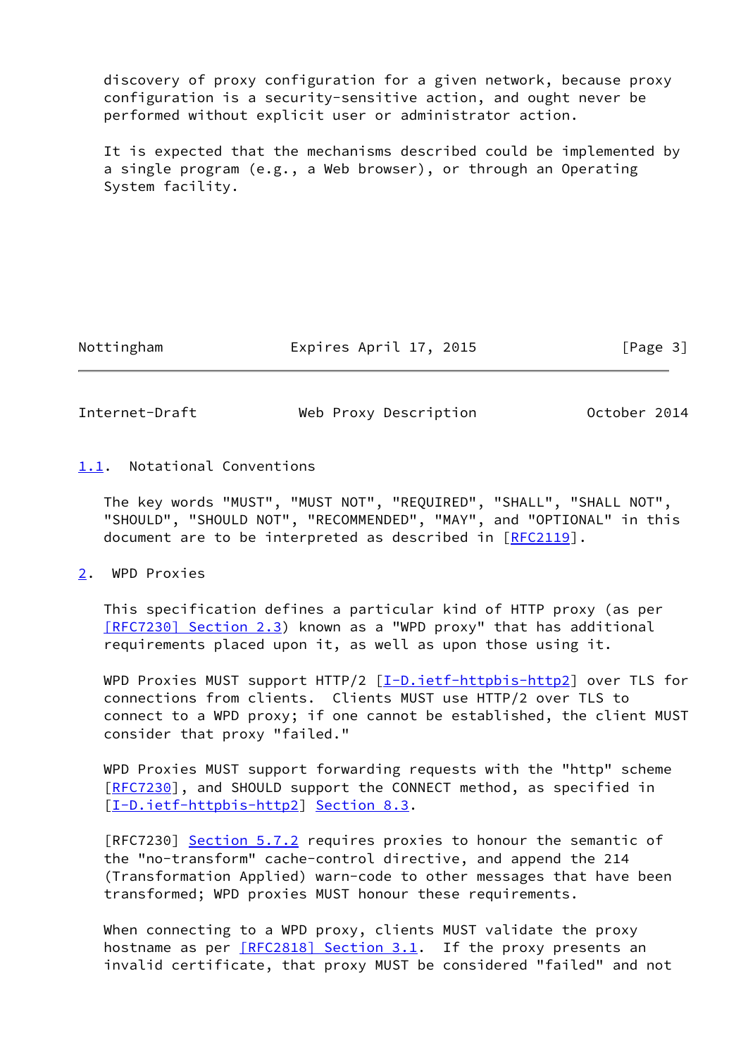discovery of proxy configuration for a given network, because proxy configuration is a security-sensitive action, and ought never be performed without explicit user or administrator action.

It is expected that the mechanisms described could be implemented by a single program (e.g., a Web browser), or through an Operating System facility.

### 1.1. Notational Conventions

The key words "MUST", "MUST NOT", "REQUIRED", "SHALL", "SHALL NOT", "SHOULD", "SHOULD NOT", "RECOMMENDED", "MAY", and "OPTIONAL" in this document are to be interpreted as described in [RFC2119].

## 2. WPD Proxies

This specification defines a particular kind of HTTP proxy (as per [RFC7230] Section 2.3) known as a "WPD proxy" that has additional requirements placed upon it, as well as upon those using it.

WPD Proxies MUST support HTTP/2 [I-D.ietf-httpbis-http2] over TLS for connections from clients. Clients MUST use HTTP/2 over TLS to connect to a WPD proxy; if one cannot be established, the client MUST consider that proxy "failed."

WPD Proxies MUST support forwarding requests with the "http" scheme [RFC7230], and SHOULD support the CONNECT method, as specified in [I-D.ietf-httpbis-http2] Section 8.3.

[RFC7230] Section 5.7.2 requires proxies to honour the semantic of the "no-transform" cache-control directive, and append the 214 (Transformation Applied) warn-code to other messages that have been transformed; WPD proxies MUST honour these requirements.

When connecting to a WPD proxy, clients MUST validate the proxy hostname as per [RFC2818] Section 3.1. If the proxy presents an invalid certificate, that proxy MUST be considered "failed" and not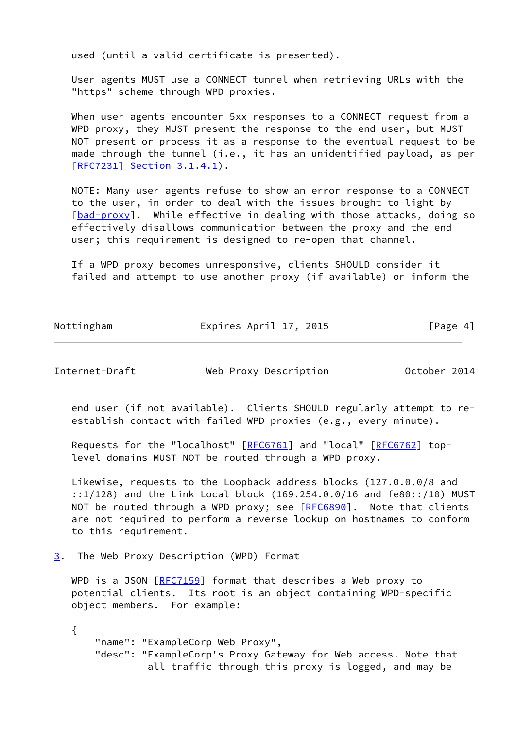used (until a valid certificate is presented).

User agents MUST use a CONNECT tunnel when retrieving URLs with the "https" scheme through WPD proxies.

When user agents encounter 5xx responses to a CONNECT request from a WPD proxy, they MUST present the response to the end user, but MUST NOT present or process it as a response to the eventual request to be made through the tunnel (i.e., it has an unidentified payload, as per [RFC7231] Section 3.1.4.1).

NOTE: Many user agents refuse to show an error response to a CONNECT to the user, in order to deal with the issues brought to light by [bad-proxy]. While effective in dealing with those attacks, doing so effectively disallows communication between the proxy and the end user; this requirement is designed to re-open that channel.

If a WPD proxy becomes unresponsive, clients SHOULD consider it failed and attempt to use another proxy (if available) or inform the end user (if not available). Clients SHOULD regularly attempt to re-establish contact with failed WPD proxies (e.g., every minute).

Requests for the "localhost" [RFC6761] and "local" [RFC6762] top-level domains MUST NOT be routed through a WPD proxy.

Likewise, requests to the Loopback address blocks (127.0.0.0/8 and ::1/128) and the Link Local block (169.254.0.0/16 and fe80::/10) MUST NOT be routed through a WPD proxy; see [RFC6890]. Note that clients are not required to perform a reverse lookup on hostnames to conform to this requirement.

## 3. The Web Proxy Description (WPD) Format

WPD is a JSON [RFC7159] format that describes a Web proxy to potential clients. Its root is an object containing WPD-specific object members. For example:

```
{
    "name": "ExampleCorp Web Proxy",
    "desc": "ExampleCorp's Proxy Gateway for Web access. Note that
             all traffic through this proxy is logged, and may be
```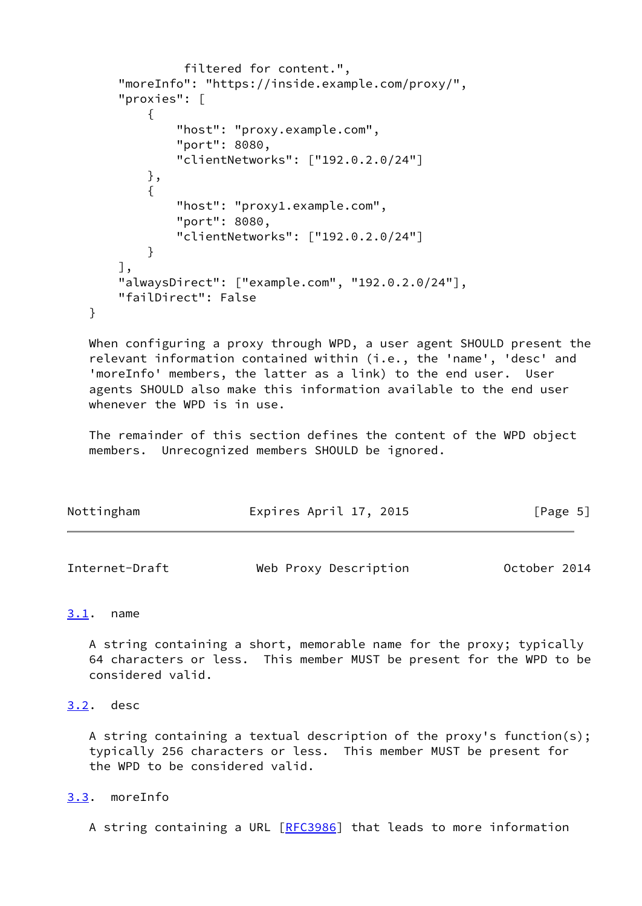```
              filtered for content.",
     "moreInfo": "https://inside.example.com/proxy/",
     "proxies": [
         {
             "host": "proxy.example.com",
             "port": 8080,
             "clientNetworks": ["192.0.2.0/24"]
         },
         {
             "host": "proxy1.example.com",
             "port": 8080,
             "clientNetworks": ["192.0.2.0/24"]
         }
     ],
     "alwaysDirect": ["example.com", "192.0.2.0/24"],
     "failDirect": False
}
```

When configuring a proxy through WPD, a user agent SHOULD present the relevant information contained within (i.e., the 'name', 'desc' and 'moreInfo' members, the latter as a link) to the end user. User agents SHOULD also make this information available to the end user whenever the WPD is in use.

The remainder of this section defines the content of the WPD object members. Unrecognized members SHOULD be ignored.

### 3.1. name

A string containing a short, memorable name for the proxy; typically 64 characters or less. This member MUST be present for the WPD to be considered valid.

### 3.2. desc

A string containing a textual description of the proxy's function(s); typically 256 characters or less. This member MUST be present for the WPD to be considered valid.

### 3.3. moreInfo

A string containing a URL [RFC3986] that leads to more information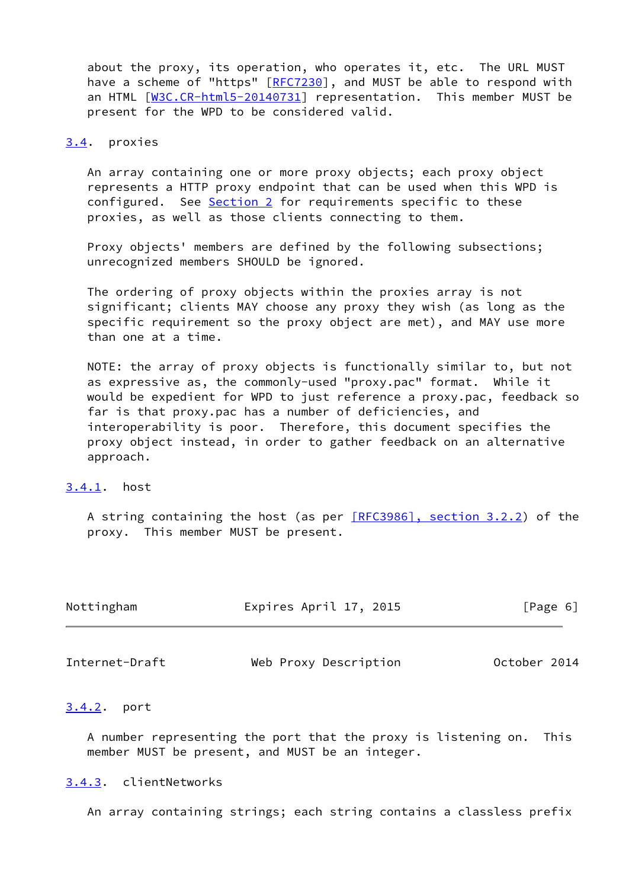about the proxy, its operation, who operates it, etc. The URL MUST have a scheme of "https" [RFC7230], and MUST be able to respond with an HTML [W3C.CR-html5-20140731] representation. This member MUST be present for the WPD to be considered valid.

### 3.4. proxies

An array containing one or more proxy objects; each proxy object represents a HTTP proxy endpoint that can be used when this WPD is configured. See Section 2 for requirements specific to these proxies, as well as those clients connecting to them.

Proxy objects' members are defined by the following subsections; unrecognized members SHOULD be ignored.

The ordering of proxy objects within the proxies array is not significant; clients MAY choose any proxy they wish (as long as the specific requirement so the proxy object are met), and MAY use more than one at a time.

NOTE: the array of proxy objects is functionally similar to, but not as expressive as, the commonly-used "proxy.pac" format. While it would be expedient for WPD to just reference a proxy.pac, feedback so far is that proxy.pac has a number of deficiencies, and interoperability is poor. Therefore, this document specifies the proxy object instead, in order to gather feedback on an alternative approach.

#### 3.4.1. host

A string containing the host (as per [RFC3986], section 3.2.2) of the proxy. This member MUST be present.

#### 3.4.2. port

A number representing the port that the proxy is listening on. This member MUST be present, and MUST be an integer.

#### 3.4.3. clientNetworks

An array containing strings; each string contains a classless prefix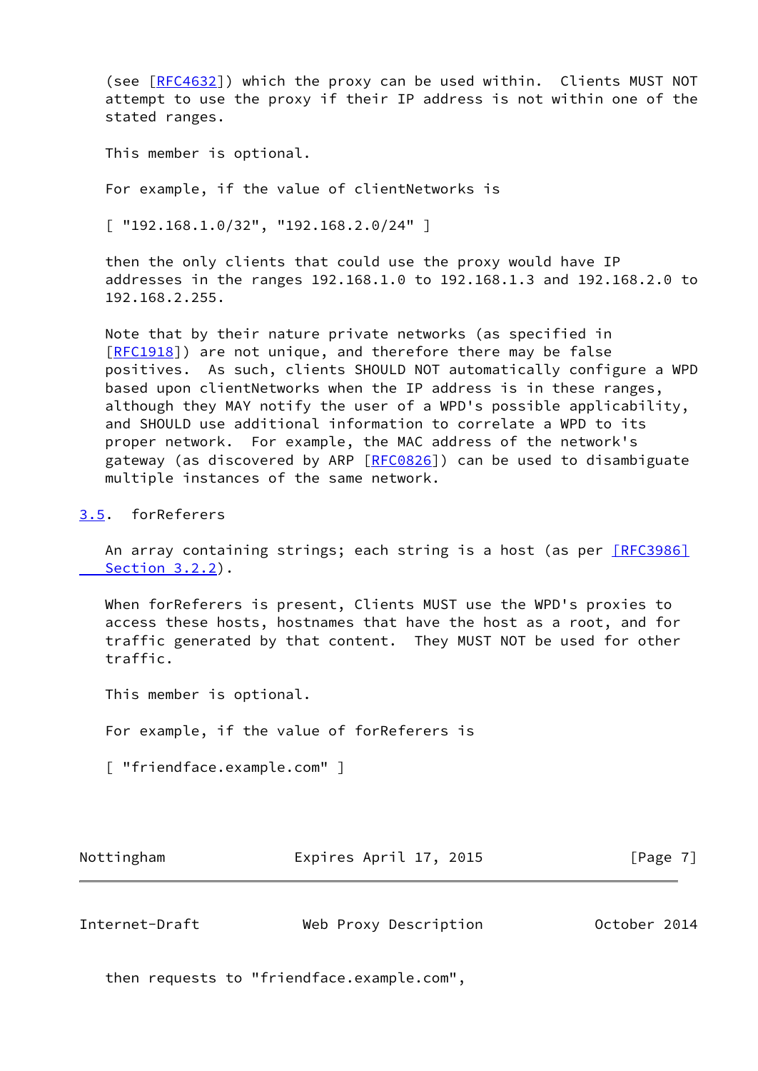(see [RFC4632]) which the proxy can be used within. Clients MUST NOT attempt to use the proxy if their IP address is not within one of the stated ranges.

This member is optional.

For example, if the value of clientNetworks is

```
[ "192.168.1.0/32", "192.168.2.0/24" ]
```

then the only clients that could use the proxy would have IP addresses in the ranges 192.168.1.0 to 192.168.1.3 and 192.168.2.0 to 192.168.2.255.

Note that by their nature private networks (as specified in [RFC1918]) are not unique, and therefore there may be false positives. As such, clients SHOULD NOT automatically configure a WPD based upon clientNetworks when the IP address is in these ranges, although they MAY notify the user of a WPD's possible applicability, and SHOULD use additional information to correlate a WPD to its proper network. For example, the MAC address of the network's gateway (as discovered by ARP [RFC0826]) can be used to disambiguate multiple instances of the same network.

## 3.5. forReferers

An array containing strings; each string is a host (as per [RFC3986] Section 3.2.2).

When forReferers is present, Clients MUST use the WPD's proxies to access these hosts, hostnames that have the host as a root, and for traffic generated by that content. They MUST NOT be used for other traffic.

This member is optional.

For example, if the value of forReferers is

```
[ "friendface.example.com" ]
```

then requests to "friendface.example.com",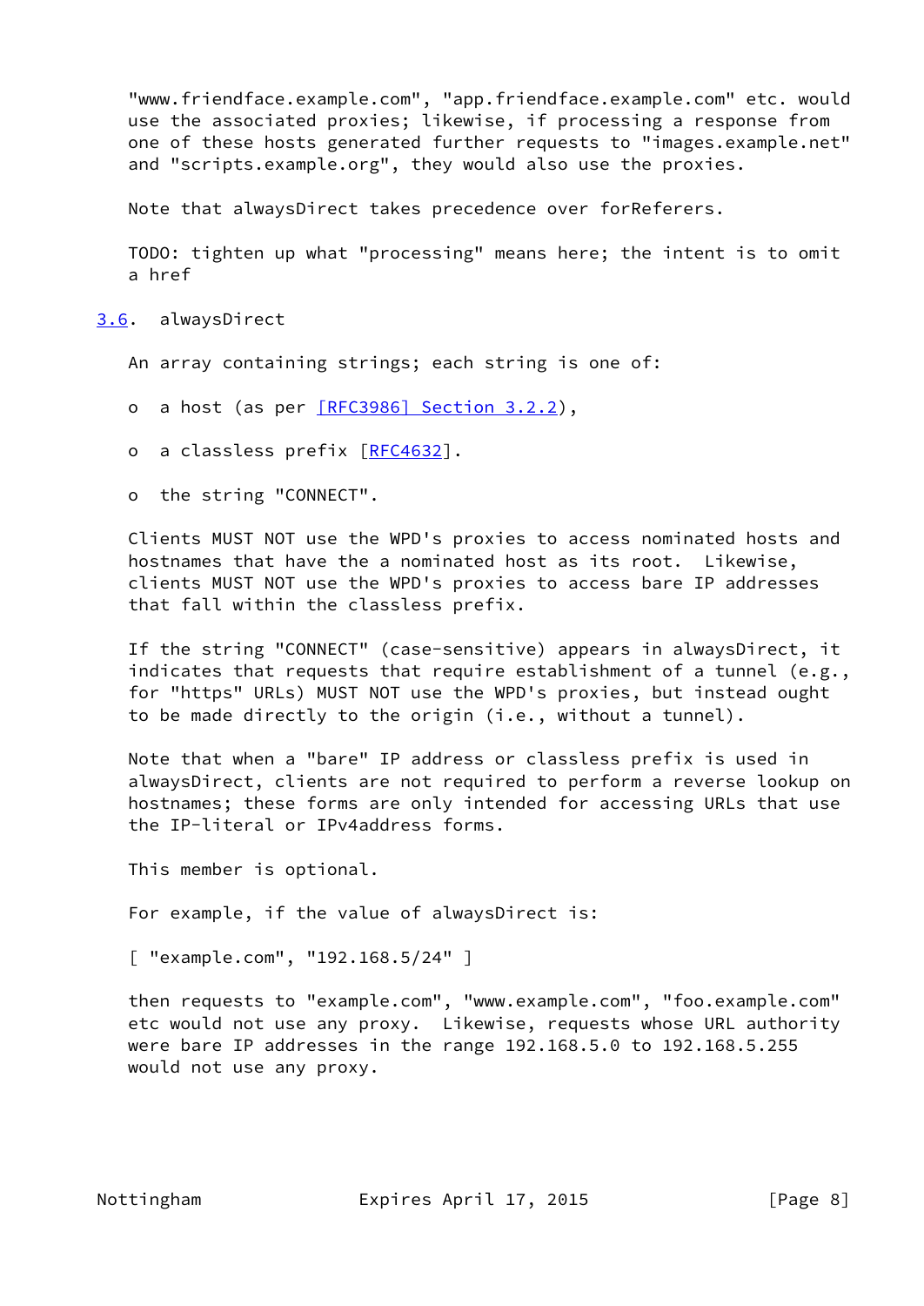"www.friendface.example.com", "app.friendface.example.com" etc. would use the associated proxies; likewise, if processing a response from one of these hosts generated further requests to "images.example.net" and "scripts.example.org", they would also use the proxies.

Note that alwaysDirect takes precedence over forReferers.

TODO: tighten up what "processing" means here; the intent is to omit a href

## 3.6. alwaysDirect

An array containing strings; each string is one of:

- a host (as per [RFC3986] Section 3.2.2),
- a classless prefix [RFC4632].
- the string "CONNECT".

Clients MUST NOT use the WPD's proxies to access nominated hosts and hostnames that have the a nominated host as its root. Likewise, clients MUST NOT use the WPD's proxies to access bare IP addresses that fall within the classless prefix.

If the string "CONNECT" (case-sensitive) appears in alwaysDirect, it indicates that requests that require establishment of a tunnel (e.g., for "https" URLs) MUST NOT use the WPD's proxies, but instead ought to be made directly to the origin (i.e., without a tunnel).

Note that when a "bare" IP address or classless prefix is used in alwaysDirect, clients are not required to perform a reverse lookup on hostnames; these forms are only intended for accessing URLs that use the IP-literal or IPv4address forms.

This member is optional.

For example, if the value of alwaysDirect is:

```
[ "example.com", "192.168.5/24" ]
```

then requests to "example.com", "www.example.com", "foo.example.com" etc would not use any proxy. Likewise, requests whose URL authority were bare IP addresses in the range 192.168.5.0 to 192.168.5.255 would not use any proxy.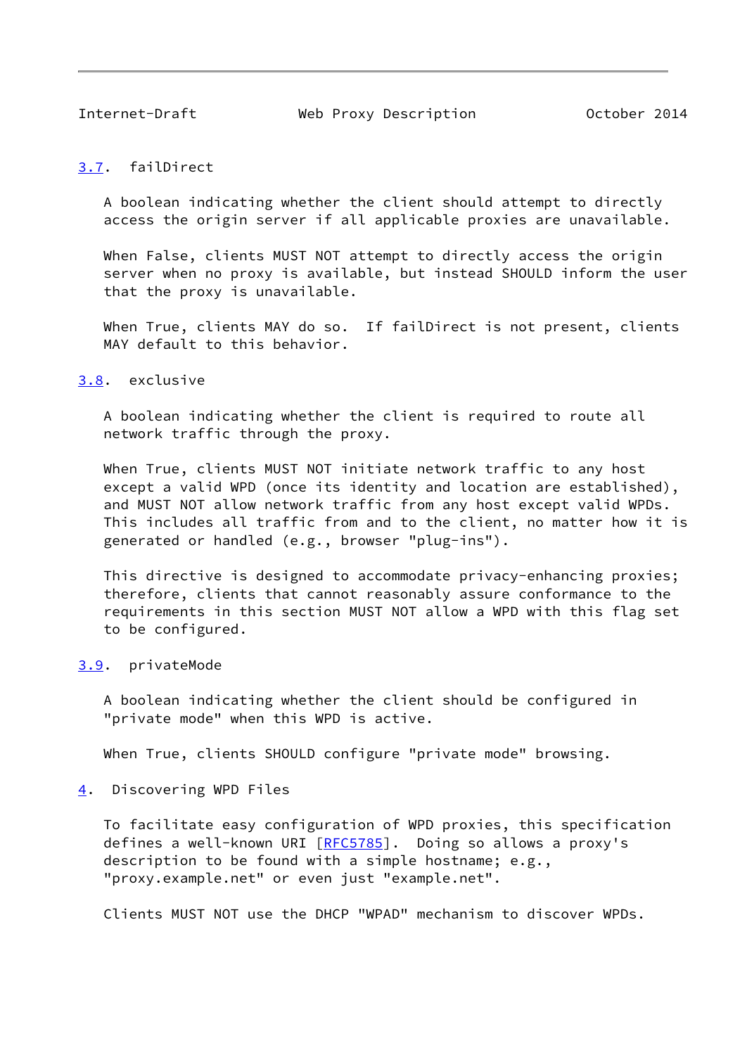### 3.7. failDirect

A boolean indicating whether the client should attempt to directly access the origin server if all applicable proxies are unavailable.

When False, clients MUST NOT attempt to directly access the origin server when no proxy is available, but instead SHOULD inform the user that the proxy is unavailable.

When True, clients MAY do so. If failDirect is not present, clients MAY default to this behavior.

### 3.8. exclusive

A boolean indicating whether the client is required to route all network traffic through the proxy.

When True, clients MUST NOT initiate network traffic to any host except a valid WPD (once its identity and location are established), and MUST NOT allow network traffic from any host except valid WPDs. This includes all traffic from and to the client, no matter how it is generated or handled (e.g., browser "plug-ins").

This directive is designed to accommodate privacy-enhancing proxies; therefore, clients that cannot reasonably assure conformance to the requirements in this section MUST NOT allow a WPD with this flag set to be configured.

### 3.9. privateMode

A boolean indicating whether the client should be configured in "private mode" when this WPD is active.

When True, clients SHOULD configure "private mode" browsing.

## 4. Discovering WPD Files

To facilitate easy configuration of WPD proxies, this specification defines a well-known URI [RFC5785]. Doing so allows a proxy's description to be found with a simple hostname; e.g., "proxy.example.net" or even just "example.net".

Clients MUST NOT use the DHCP "WPAD" mechanism to discover WPDs.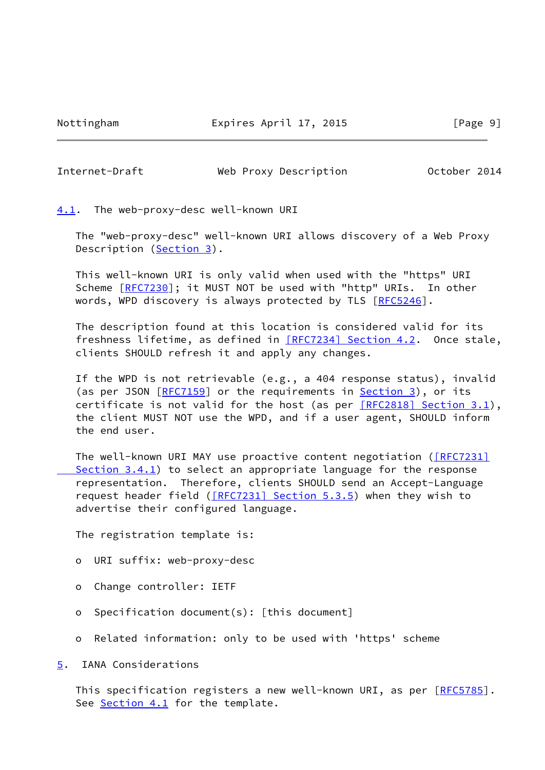### 4.1. The web-proxy-desc well-known URI

The "web-proxy-desc" well-known URI allows discovery of a Web Proxy Description (Section 3).

This well-known URI is only valid when used with the "https" URI Scheme [RFC7230]; it MUST NOT be used with "http" URIs. In other words, WPD discovery is always protected by TLS [RFC5246].

The description found at this location is considered valid for its freshness lifetime, as defined in [RFC7234] Section 4.2. Once stale, clients SHOULD refresh it and apply any changes.

If the WPD is not retrievable (e.g., a 404 response status), invalid (as per JSON [RFC7159] or the requirements in Section 3), or its certificate is not valid for the host (as per [RFC2818] Section 3.1), the client MUST NOT use the WPD, and if a user agent, SHOULD inform the end user.

The well-known URI MAY use proactive content negotiation ([RFC7231] Section 3.4.1) to select an appropriate language for the response representation. Therefore, clients SHOULD send an Accept-Language request header field ([RFC7231] Section 5.3.5) when they wish to advertise their configured language.

The registration template is:

- URI suffix: web-proxy-desc
- Change controller: IETF
- Specification document(s): [this document]
- Related information: only to be used with 'https' scheme

## 5. IANA Considerations

This specification registers a new well-known URI, as per [RFC5785]. See Section 4.1 for the template.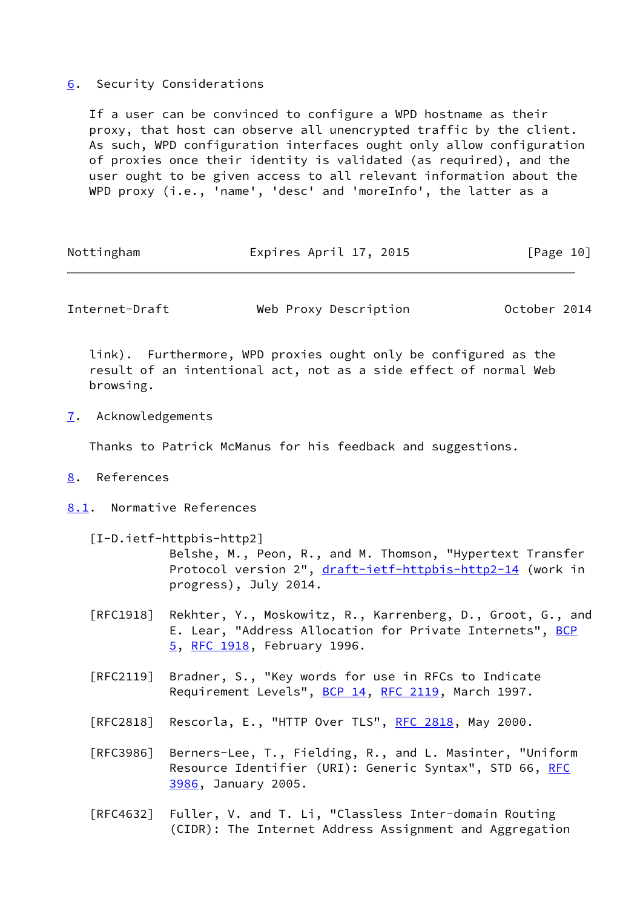## 6. Security Considerations

If a user can be convinced to configure a WPD hostname as their proxy, that host can observe all unencrypted traffic by the client. As such, WPD configuration interfaces ought only allow configuration of proxies once their identity is validated (as required), and the user ought to be given access to all relevant information about the WPD proxy (i.e., 'name', 'desc' and 'moreInfo', the latter as a link). Furthermore, WPD proxies ought only be configured as the result of an intentional act, not as a side effect of normal Web browsing.

## 7. Acknowledgements

Thanks to Patrick McManus for his feedback and suggestions.

## 8. References

### 8.1. Normative References

[I-D.ietf-httpbis-http2]
Belshe, M., Peon, R., and M. Thomson, "Hypertext Transfer Protocol version 2", draft-ietf-httpbis-http2-14 (work in progress), July 2014.

[RFC1918] Rekhter, Y., Moskowitz, R., Karrenberg, D., Groot, G., and E. Lear, "Address Allocation for Private Internets", BCP 5, RFC 1918, February 1996.

[RFC2119] Bradner, S., "Key words for use in RFCs to Indicate Requirement Levels", BCP 14, RFC 2119, March 1997.

[RFC2818] Rescorla, E., "HTTP Over TLS", RFC 2818, May 2000.

[RFC3986] Berners-Lee, T., Fielding, R., and L. Masinter, "Uniform Resource Identifier (URI): Generic Syntax", STD 66, RFC 3986, January 2005.

[RFC4632] Fuller, V. and T. Li, "Classless Inter-domain Routing (CIDR): The Internet Address Assignment and Aggregation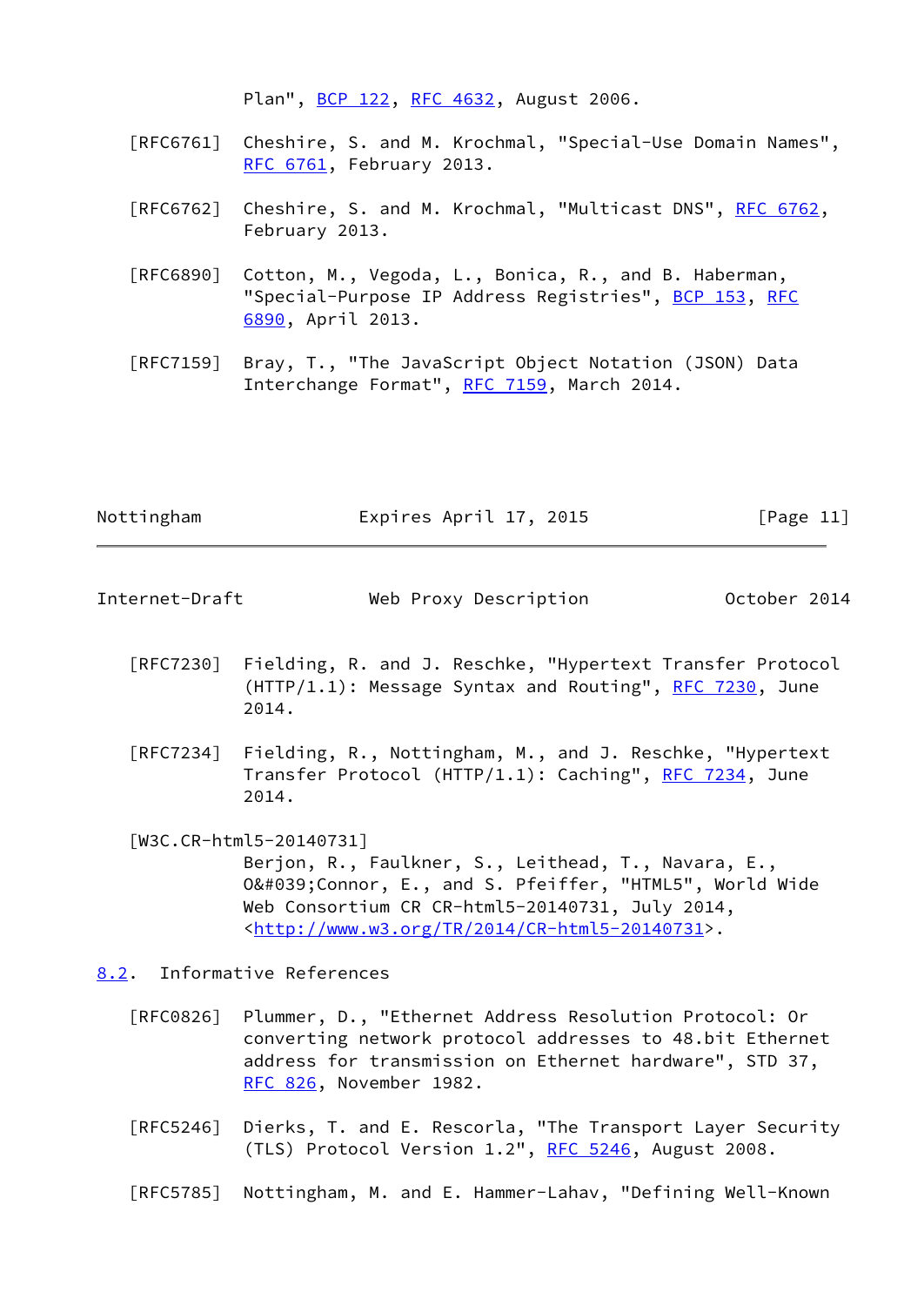Plan", BCP 122, RFC 4632, August 2006.

[RFC6761] Cheshire, S. and M. Krochmal, "Special-Use Domain Names", RFC 6761, February 2013.

[RFC6762] Cheshire, S. and M. Krochmal, "Multicast DNS", RFC 6762, February 2013.

[RFC6890] Cotton, M., Vegoda, L., Bonica, R., and B. Haberman, "Special-Purpose IP Address Registries", BCP 153, RFC 6890, April 2013.

[RFC7159] Bray, T., "The JavaScript Object Notation (JSON) Data Interchange Format", RFC 7159, March 2014.

[RFC7230] Fielding, R. and J. Reschke, "Hypertext Transfer Protocol (HTTP/1.1): Message Syntax and Routing", RFC 7230, June 2014.

[RFC7234] Fielding, R., Nottingham, M., and J. Reschke, "Hypertext Transfer Protocol (HTTP/1.1): Caching", RFC 7234, June 2014.

[W3C.CR-html5-20140731]
Berjon, R., Faulkner, S., Leithead, T., Navara, E., O&#039;Connor, E., and S. Pfeiffer, "HTML5", World Wide Web Consortium CR CR-html5-20140731, July 2014, <http://www.w3.org/TR/2014/CR-html5-20140731>.

## 8.2. Informative References

[RFC0826] Plummer, D., "Ethernet Address Resolution Protocol: Or converting network protocol addresses to 48.bit Ethernet address for transmission on Ethernet hardware", STD 37, RFC 826, November 1982.

[RFC5246] Dierks, T. and E. Rescorla, "The Transport Layer Security (TLS) Protocol Version 1.2", RFC 5246, August 2008.

[RFC5785] Nottingham, M. and E. Hammer-Lahav, "Defining Well-Known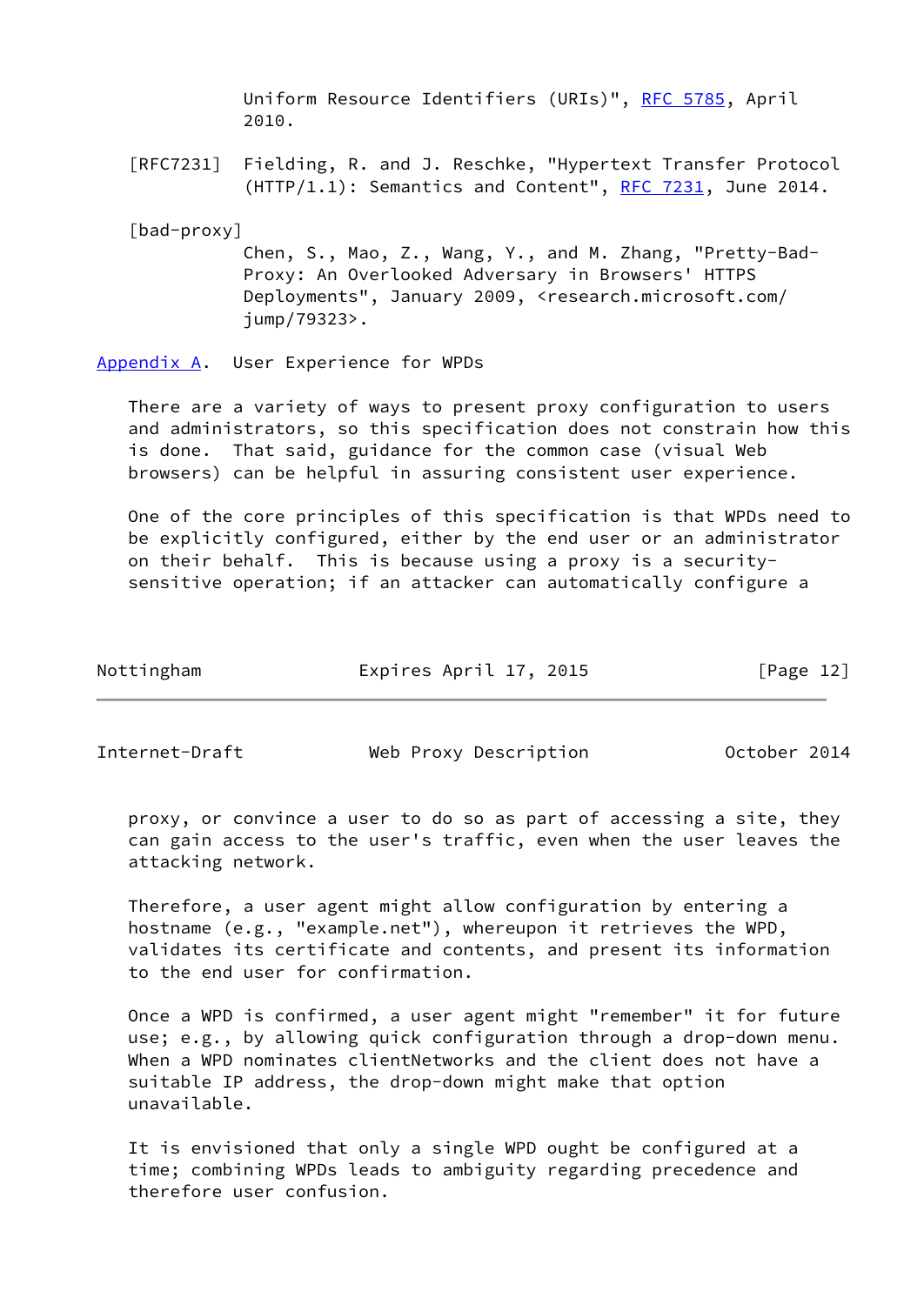Uniform Resource Identifiers (URIs)", RFC 5785, April 2010.

[RFC7231] Fielding, R. and J. Reschke, "Hypertext Transfer Protocol (HTTP/1.1): Semantics and Content", RFC 7231, June 2014.

[bad-proxy] Chen, S., Mao, Z., Wang, Y., and M. Zhang, "Pretty-Bad-Proxy: An Overlooked Adversary in Browsers' HTTPS Deployments", January 2009, <research.microsoft.com/jump/79323>.

## Appendix A. User Experience for WPDs

There are a variety of ways to present proxy configuration to users and administrators, so this specification does not constrain how this is done. That said, guidance for the common case (visual Web browsers) can be helpful in assuring consistent user experience.

One of the core principles of this specification is that WPDs need to be explicitly configured, either by the end user or an administrator on their behalf. This is because using a proxy is a security-sensitive operation; if an attacker can automatically configure a proxy, or convince a user to do so as part of accessing a site, they can gain access to the user's traffic, even when the user leaves the attacking network.

Therefore, a user agent might allow configuration by entering a hostname (e.g., "example.net"), whereupon it retrieves the WPD, validates its certificate and contents, and present its information to the end user for confirmation.

Once a WPD is confirmed, a user agent might "remember" it for future use; e.g., by allowing quick configuration through a drop-down menu. When a WPD nominates clientNetworks and the client does not have a suitable IP address, the drop-down might make that option unavailable.

It is envisioned that only a single WPD ought be configured at a time; combining WPDs leads to ambiguity regarding precedence and therefore user confusion.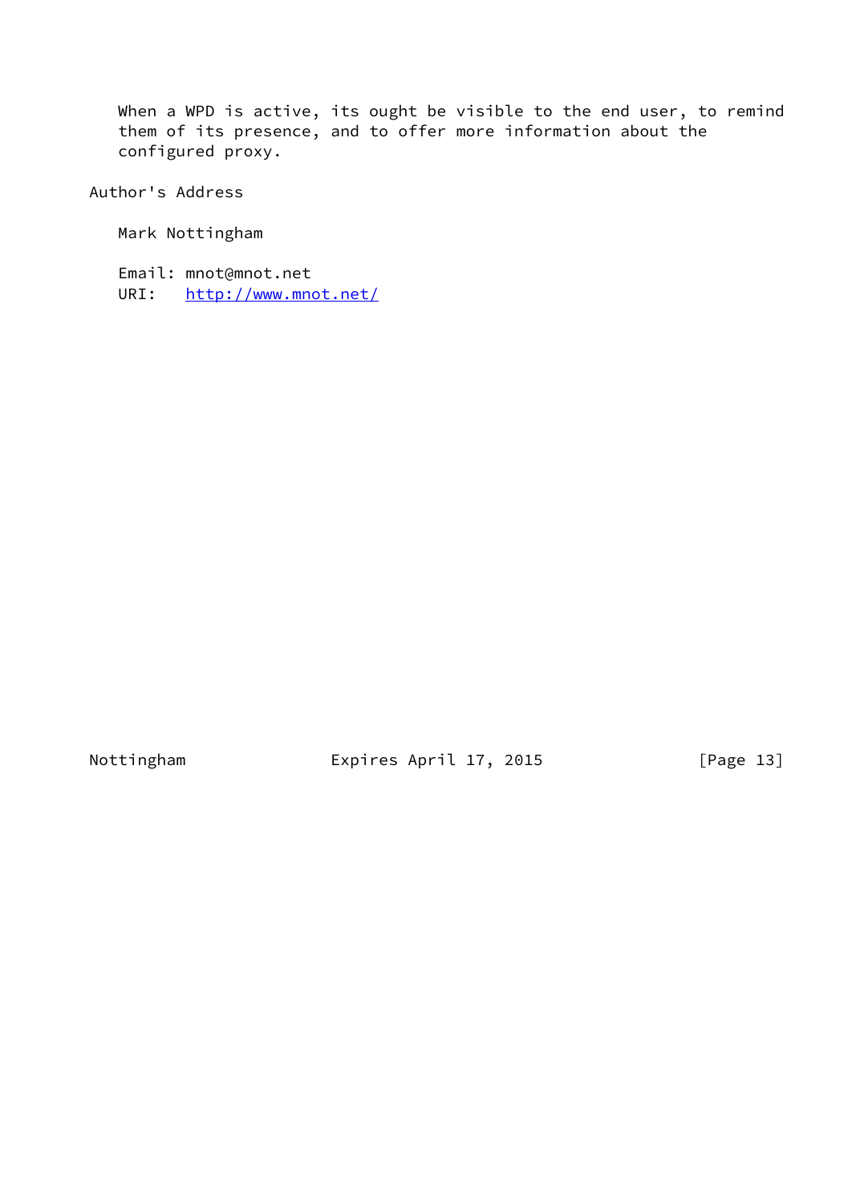When a WPD is active, its ought be visible to the end user, to remind them of its presence, and to offer more information about the configured proxy.

## Author's Address

Mark Nottingham

Email: mnot@mnot.net
URI: http://www.mnot.net/